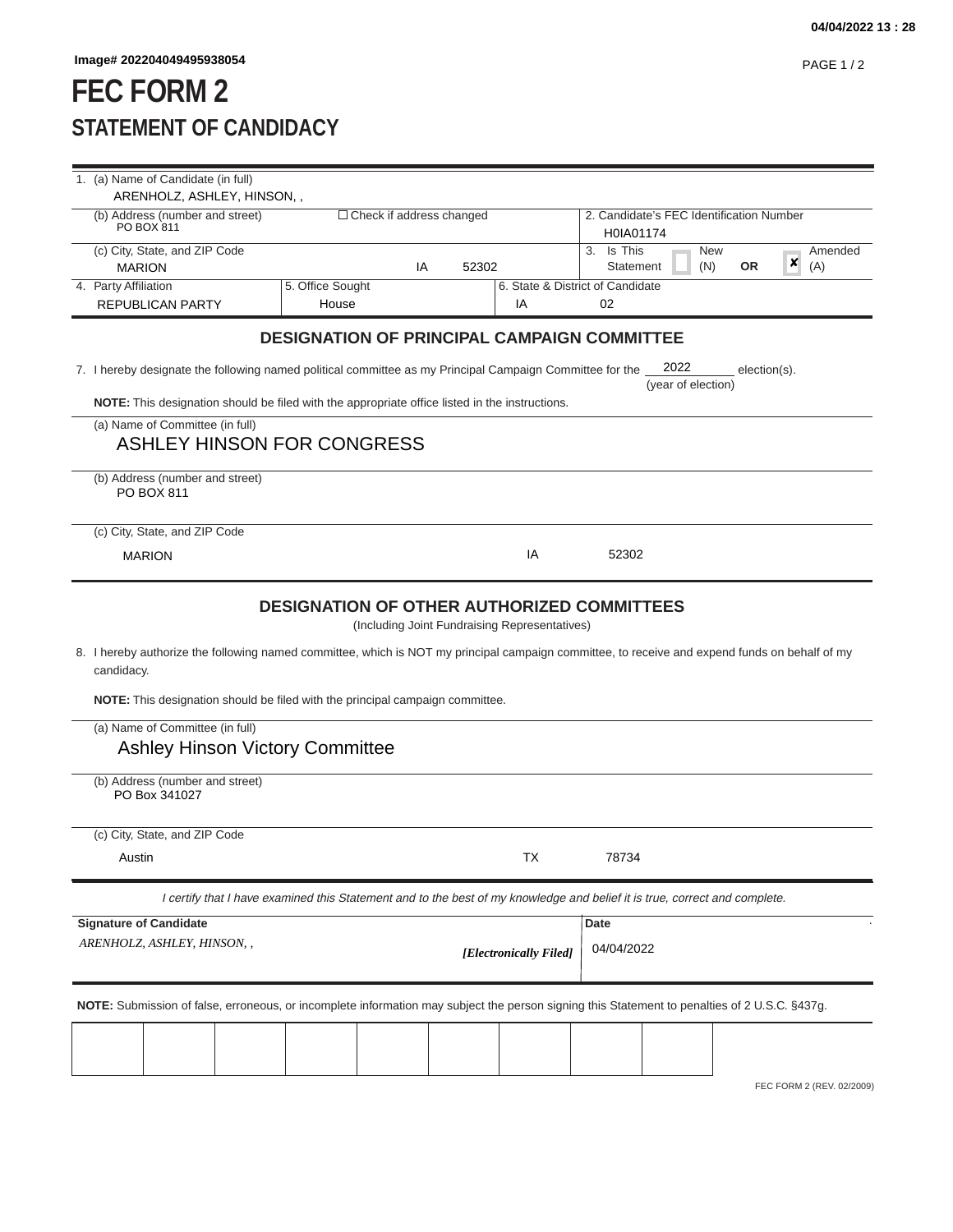Image# 202204049495938054

# FEC FORM 2
## STATEMENT OF CANDIDACY

1. (a) Name of Candidate (in full)
ARENHOLZ, ASHLEY, HINSON, ,

(b) Address (number and street)
PO BOX 811

☐ Check if address changed

2. Candidate's FEC Identification Number
H0IA01174

(c) City, State, and ZIP Code
MARION IA 52302

3. Is This Statement ☐ New (N) OR ☒ Amended (A)

| 4. Party Affiliation | 5. Office Sought | 6. State & District of Candidate | |
|---|---|---|---|
| REPUBLICAN PARTY | House | IA | 02 |

### DESIGNATION OF PRINCIPAL CAMPAIGN COMMITTEE

7. I hereby designate the following named political committee as my Principal Campaign Committee for the 2022 (year of election) election(s).

**NOTE:** This designation should be filed with the appropriate office listed in the instructions.

(a) Name of Committee (in full)
ASHLEY HINSON FOR CONGRESS

(b) Address (number and street)
PO BOX 811

(c) City, State, and ZIP Code
MARION IA 52302

### DESIGNATION OF OTHER AUTHORIZED COMMITTEES

(Including Joint Fundraising Representatives)

8. I hereby authorize the following named committee, which is NOT my principal campaign committee, to receive and expend funds on behalf of my candidacy.

**NOTE:** This designation should be filed with the principal campaign committee.

(a) Name of Committee (in full)
Ashley Hinson Victory Committee

(b) Address (number and street)
PO Box 341027

(c) City, State, and ZIP Code
Austin TX 78734

*I certify that I have examined this Statement and to the best of my knowledge and belief it is true, correct and complete.*

| Signature of Candidate | Date |
|---|---|
| *ARENHOLZ, ASHLEY, HINSON, ,* *[Electronically Filed]* | 04/04/2022 |

**NOTE:** Submission of false, erroneous, or incomplete information may subject the person signing this Statement to penalties of 2 U.S.C. §437g.

FEC FORM 2 (REV. 02/2009)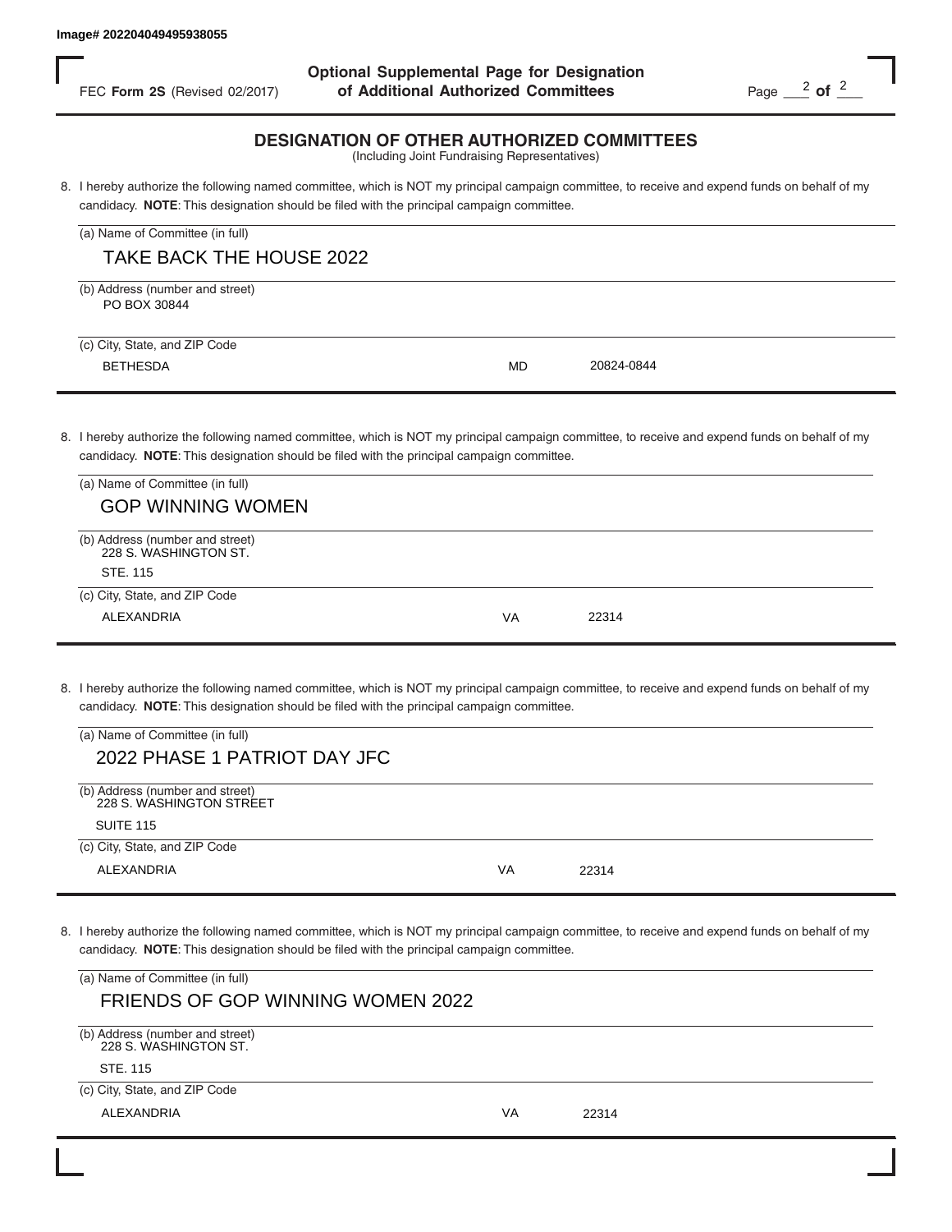Image# 202204049495938055

FEC **Form 2S** (Revised 02/2017)

**Optional Supplemental Page for Designation of Additional Authorized Committees**

## DESIGNATION OF OTHER AUTHORIZED COMMITTEES

(Including Joint Fundraising Representatives)

8. I hereby authorize the following named committee, which is NOT my principal campaign committee, to receive and expend funds on behalf of my candidacy. **NOTE**: This designation should be filed with the principal campaign committee.

(a) Name of Committee (in full)

TAKE BACK THE HOUSE 2022

(b) Address (number and street)

PO BOX 30844

(c) City, State, and ZIP Code

BETHESDA MD 20824-0844

8. I hereby authorize the following named committee, which is NOT my principal campaign committee, to receive and expend funds on behalf of my candidacy. **NOTE**: This designation should be filed with the principal campaign committee.

(a) Name of Committee (in full)

GOP WINNING WOMEN

(b) Address (number and street)

228 S. WASHINGTON ST.
STE. 115

(c) City, State, and ZIP Code

ALEXANDRIA VA 22314

8. I hereby authorize the following named committee, which is NOT my principal campaign committee, to receive and expend funds on behalf of my candidacy. **NOTE**: This designation should be filed with the principal campaign committee.

(a) Name of Committee (in full)

2022 PHASE 1 PATRIOT DAY JFC

(b) Address (number and street)

228 S. WASHINGTON STREET
SUITE 115

(c) City, State, and ZIP Code

ALEXANDRIA VA 22314

8. I hereby authorize the following named committee, which is NOT my principal campaign committee, to receive and expend funds on behalf of my candidacy. **NOTE**: This designation should be filed with the principal campaign committee.

(a) Name of Committee (in full)

FRIENDS OF GOP WINNING WOMEN 2022

(b) Address (number and street)

228 S. WASHINGTON ST.
STE. 115

(c) City, State, and ZIP Code

ALEXANDRIA VA 22314